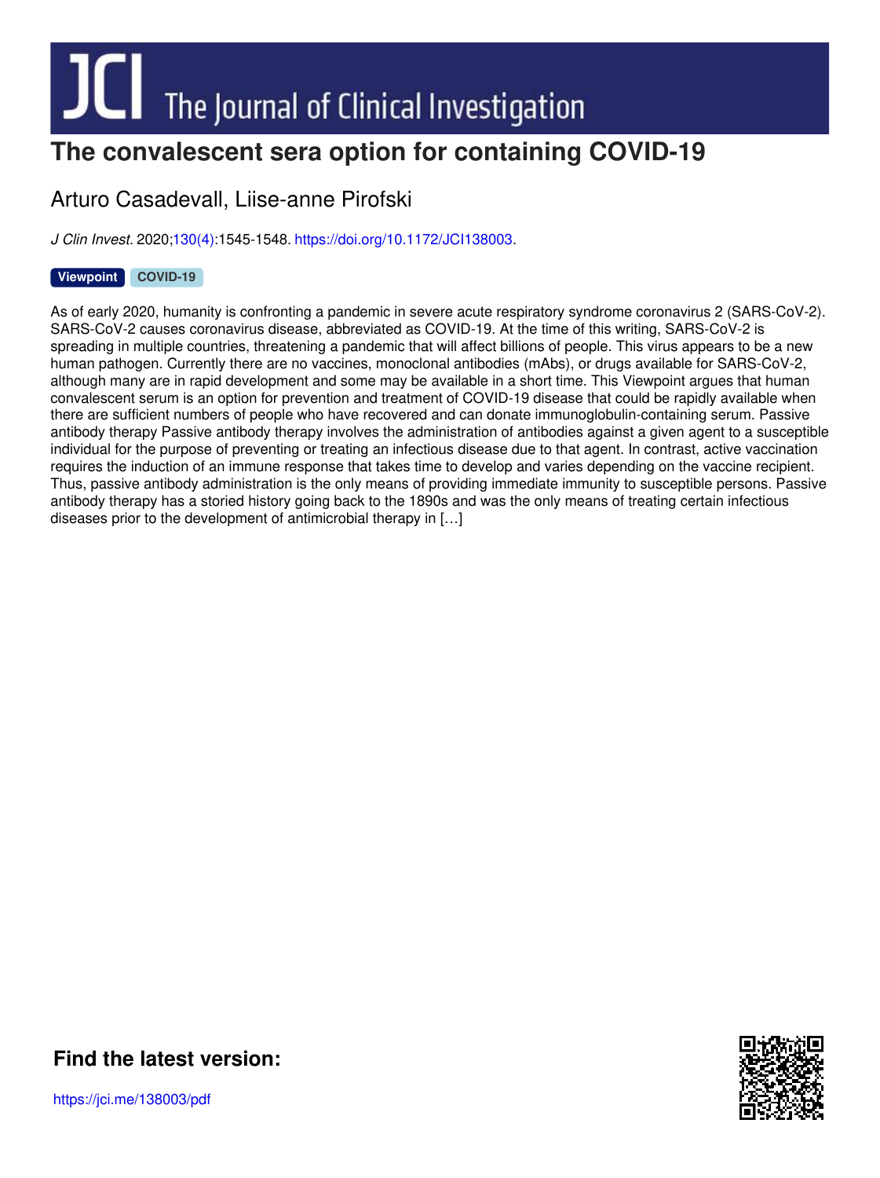# The convalescent sera option for containing COVID-19

Arturo Casadevall, Liise-anne Pirofski

*J Clin Invest.* 2020;130(4):1545-1548. https://doi.org/10.1172/JCI138003.

**Viewpoint** **COVID-19**

As of early 2020, humanity is confronting a pandemic in severe acute respiratory syndrome coronavirus 2 (SARS-CoV-2). SARS-CoV-2 causes coronavirus disease, abbreviated as COVID-19. At the time of this writing, SARS-CoV-2 is spreading in multiple countries, threatening a pandemic that will affect billions of people. This virus appears to be a new human pathogen. Currently there are no vaccines, monoclonal antibodies (mAbs), or drugs available for SARS-CoV-2, although many are in rapid development and some may be available in a short time. This Viewpoint argues that human convalescent serum is an option for prevention and treatment of COVID-19 disease that could be rapidly available when there are sufficient numbers of people who have recovered and can donate immunoglobulin-containing serum. Passive antibody therapy Passive antibody therapy involves the administration of antibodies against a given agent to a susceptible individual for the purpose of preventing or treating an infectious disease due to that agent. In contrast, active vaccination requires the induction of an immune response that takes time to develop and varies depending on the vaccine recipient. Thus, passive antibody administration is the only means of providing immediate immunity to susceptible persons. Passive antibody therapy has a storied history going back to the 1890s and was the only means of treating certain infectious diseases prior to the development of antimicrobial therapy in […]

**Find the latest version:**

https://jci.me/138003/pdf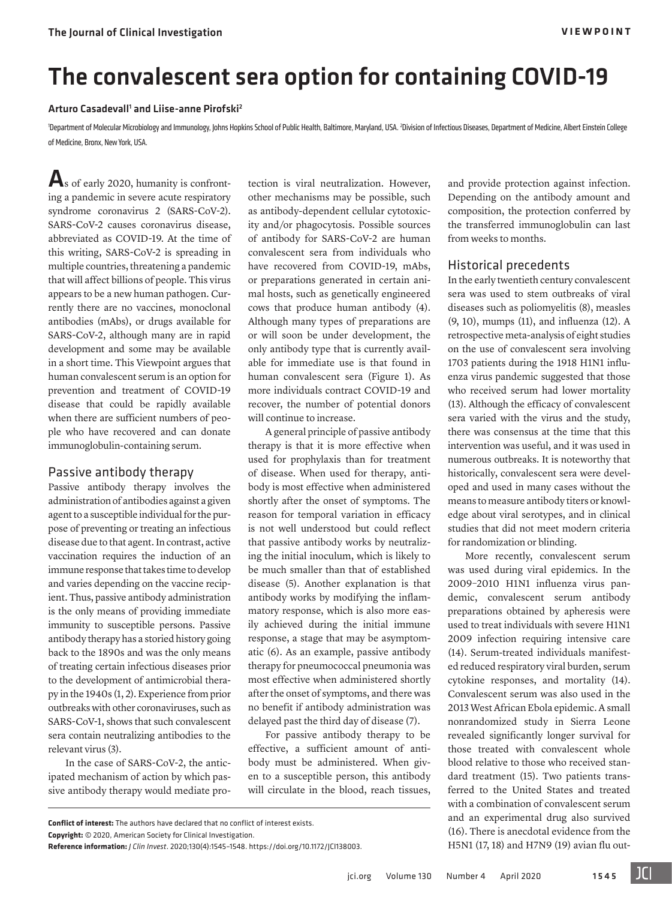# The convalescent sera option for containing COVID-19

**Arturo Casadevall[1] and Liise-anne Pirofski[2]**

[1]Department of Molecular Microbiology and Immunology, Johns Hopkins School of Public Health, Baltimore, Maryland, USA. [2]Division of Infectious Diseases, Department of Medicine, Albert Einstein College of Medicine, Bronx, New York, USA.

As of early 2020, humanity is confronting a pandemic in severe acute respiratory syndrome coronavirus 2 (SARS-CoV-2). SARS-CoV-2 causes coronavirus disease, abbreviated as COVID-19. At the time of this writing, SARS-CoV-2 is spreading in multiple countries, threatening a pandemic that will affect billions of people. This virus appears to be a new human pathogen. Currently there are no vaccines, monoclonal antibodies (mAbs), or drugs available for SARS-CoV-2, although many are in rapid development and some may be available in a short time. This Viewpoint argues that human convalescent serum is an option for prevention and treatment of COVID-19 disease that could be rapidly available when there are sufficient numbers of people who have recovered and can donate immunoglobulin-containing serum.

## Passive antibody therapy

Passive antibody therapy involves the administration of antibodies against a given agent to a susceptible individual for the purpose of preventing or treating an infectious disease due to that agent. In contrast, active vaccination requires the induction of an immune response that takes time to develop and varies depending on the vaccine recipient. Thus, passive antibody administration is the only means of providing immediate immunity to susceptible persons. Passive antibody therapy has a storied history going back to the 1890s and was the only means of treating certain infectious diseases prior to the development of antimicrobial therapy in the 1940s (1, 2). Experience from prior outbreaks with other coronaviruses, such as SARS-CoV-1, shows that such convalescent sera contain neutralizing antibodies to the relevant virus (3).

In the case of SARS-CoV-2, the anticipated mechanism of action by which passive antibody therapy would mediate protection is viral neutralization. However, other mechanisms may be possible, such as antibody-dependent cellular cytotoxicity and/or phagocytosis. Possible sources of antibody for SARS-CoV-2 are human convalescent sera from individuals who have recovered from COVID-19, mAbs, or preparations generated in certain animal hosts, such as genetically engineered cows that produce human antibody (4). Although many types of preparations are or will soon be under development, the only antibody type that is currently available for immediate use is that found in human convalescent sera (Figure 1). As more individuals contract COVID-19 and recover, the number of potential donors will continue to increase.

A general principle of passive antibody therapy is that it is more effective when used for prophylaxis than for treatment of disease. When used for therapy, antibody is most effective when administered shortly after the onset of symptoms. The reason for temporal variation in efficacy is not well understood but could reflect that passive antibody works by neutralizing the initial inoculum, which is likely to be much smaller than that of established disease (5). Another explanation is that antibody works by modifying the inflammatory response, which is also more easily achieved during the initial immune response, a stage that may be asymptomatic (6). As an example, passive antibody therapy for pneumococcal pneumonia was most effective when administered shortly after the onset of symptoms, and there was no benefit if antibody administration was delayed past the third day of disease (7).

For passive antibody therapy to be effective, a sufficient amount of antibody must be administered. When given to a susceptible person, this antibody will circulate in the blood, reach tissues, and provide protection against infection. Depending on the antibody amount and composition, the protection conferred by the transferred immunoglobulin can last from weeks to months.

## Historical precedents

In the early twentieth century convalescent sera was used to stem outbreaks of viral diseases such as poliomyelitis (8), measles (9, 10), mumps (11), and influenza (12). A retrospective meta-analysis of eight studies on the use of convalescent sera involving 1703 patients during the 1918 H1N1 influenza virus pandemic suggested that those who received serum had lower mortality (13). Although the efficacy of convalescent sera varied with the virus and the study, there was consensus at the time that this intervention was useful, and it was used in numerous outbreaks. It is noteworthy that historically, convalescent sera were developed and used in many cases without the means to measure antibody titers or knowledge about viral serotypes, and in clinical studies that did not meet modern criteria for randomization or blinding.

More recently, convalescent serum was used during viral epidemics. In the 2009–2010 H1N1 influenza virus pandemic, convalescent serum antibody preparations obtained by apheresis were used to treat individuals with severe H1N1 2009 infection requiring intensive care (14). Serum-treated individuals manifested reduced respiratory viral burden, serum cytokine responses, and mortality (14). Convalescent serum was also used in the 2013 West African Ebola epidemic. A small nonrandomized study in Sierra Leone revealed significantly longer survival for those treated with convalescent whole blood relative to those who received standard treatment (15). Two patients transferred to the United States and treated with a combination of convalescent serum and an experimental drug also survived (16). There is anecdotal evidence from the H5N1 (17, 18) and H7N9 (19) avian flu out-

**Conflict of interest:** The authors have declared that no conflict of interest exists.
**Copyright:** © 2020, American Society for Clinical Investigation.
**Reference information:** *J Clin Invest*. 2020;130(4):1545–1548. https://doi.org/10.1172/JCI138003.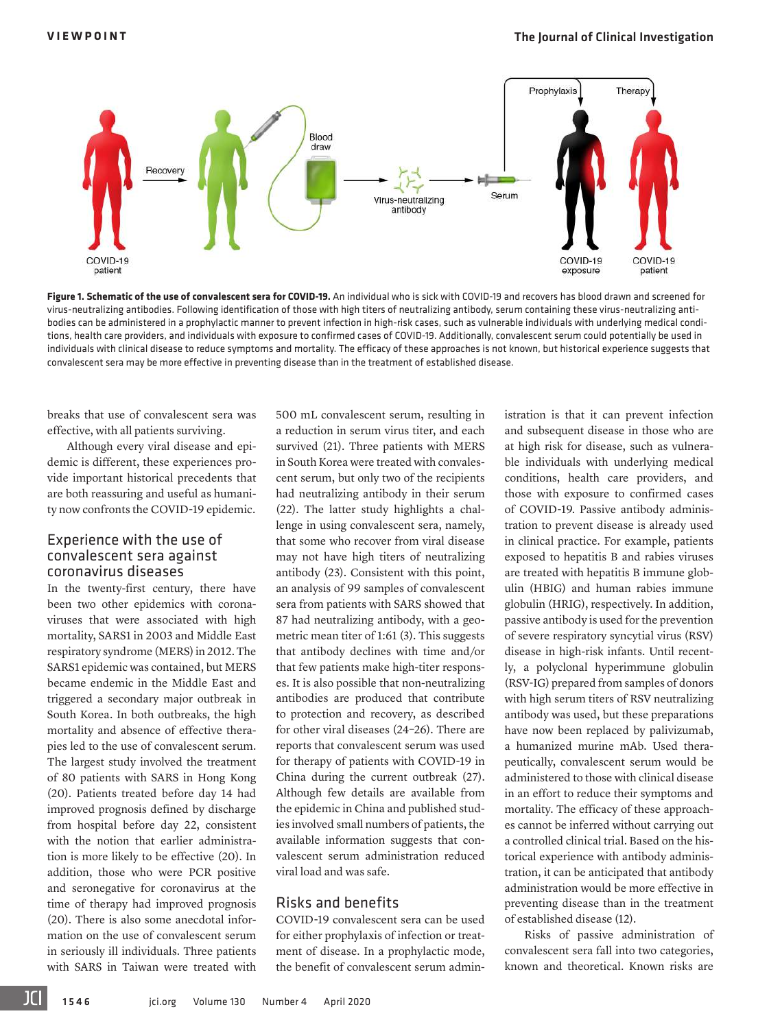**Figure 1. Schematic of the use of convalescent sera for COVID-19.** An individual who is sick with COVID-19 and recovers has blood drawn and screened for virus-neutralizing antibodies. Following identification of those with high titers of neutralizing antibody, serum containing these virus-neutralizing antibodies can be administered in a prophylactic manner to prevent infection in high-risk cases, such as vulnerable individuals with underlying medical conditions, health care providers, and individuals with exposure to confirmed cases of COVID-19. Additionally, convalescent serum could potentially be used in individuals with clinical disease to reduce symptoms and mortality. The efficacy of these approaches is not known, but historical experience suggests that convalescent sera may be more effective in preventing disease than in the treatment of established disease.

breaks that use of convalescent sera was effective, with all patients surviving.

Although every viral disease and epidemic is different, these experiences provide important historical precedents that are both reassuring and useful as humanity now confronts the COVID-19 epidemic.

## Experience with the use of convalescent sera against coronavirus diseases

In the twenty-first century, there have been two other epidemics with coronaviruses that were associated with high mortality, SARS1 in 2003 and Middle East respiratory syndrome (MERS) in 2012. The SARS1 epidemic was contained, but MERS became endemic in the Middle East and triggered a secondary major outbreak in South Korea. In both outbreaks, the high mortality and absence of effective therapies led to the use of convalescent serum. The largest study involved the treatment of 80 patients with SARS in Hong Kong (20). Patients treated before day 14 had improved prognosis defined by discharge from hospital before day 22, consistent with the notion that earlier administration is more likely to be effective (20). In addition, those who were PCR positive and seronegative for coronavirus at the time of therapy had improved prognosis (20). There is also some anecdotal information on the use of convalescent serum in seriously ill individuals. Three patients with SARS in Taiwan were treated with 500 mL convalescent serum, resulting in a reduction in serum virus titer, and each survived (21). Three patients with MERS in South Korea were treated with convalescent serum, but only two of the recipients had neutralizing antibody in their serum (22). The latter study highlights a challenge in using convalescent sera, namely, that some who recover from viral disease may not have high titers of neutralizing antibody (23). Consistent with this point, an analysis of 99 samples of convalescent sera from patients with SARS showed that 87 had neutralizing antibody, with a geometric mean titer of 1:61 (3). This suggests that antibody declines with time and/or that few patients make high-titer responses. It is also possible that non-neutralizing antibodies are produced that contribute to protection and recovery, as described for other viral diseases (24–26). There are reports that convalescent serum was used for therapy of patients with COVID-19 in China during the current outbreak (27). Although few details are available from the epidemic in China and published studies involved small numbers of patients, the available information suggests that convalescent serum administration reduced viral load and was safe.

## Risks and benefits

COVID-19 convalescent sera can be used for either prophylaxis of infection or treatment of disease. In a prophylactic mode, the benefit of convalescent serum administration is that it can prevent infection and subsequent disease in those who are at high risk for disease, such as vulnerable individuals with underlying medical conditions, health care providers, and those with exposure to confirmed cases of COVID-19. Passive antibody administration to prevent disease is already used in clinical practice. For example, patients exposed to hepatitis B and rabies viruses are treated with hepatitis B immune globulin (HBIG) and human rabies immune globulin (HRIG), respectively. In addition, passive antibody is used for the prevention of severe respiratory syncytial virus (RSV) disease in high-risk infants. Until recently, a polyclonal hyperimmune globulin (RSV-IG) prepared from samples of donors with high serum titers of RSV neutralizing antibody was used, but these preparations have now been replaced by palivizumab, a humanized murine mAb. Used therapeutically, convalescent serum would be administered to those with clinical disease in an effort to reduce their symptoms and mortality. The efficacy of these approaches cannot be inferred without carrying out a controlled clinical trial. Based on the historical experience with antibody administration, it can be anticipated that antibody administration would be more effective in preventing disease than in the treatment of established disease (12).

Risks of passive administration of convalescent sera fall into two categories, known and theoretical. Known risks are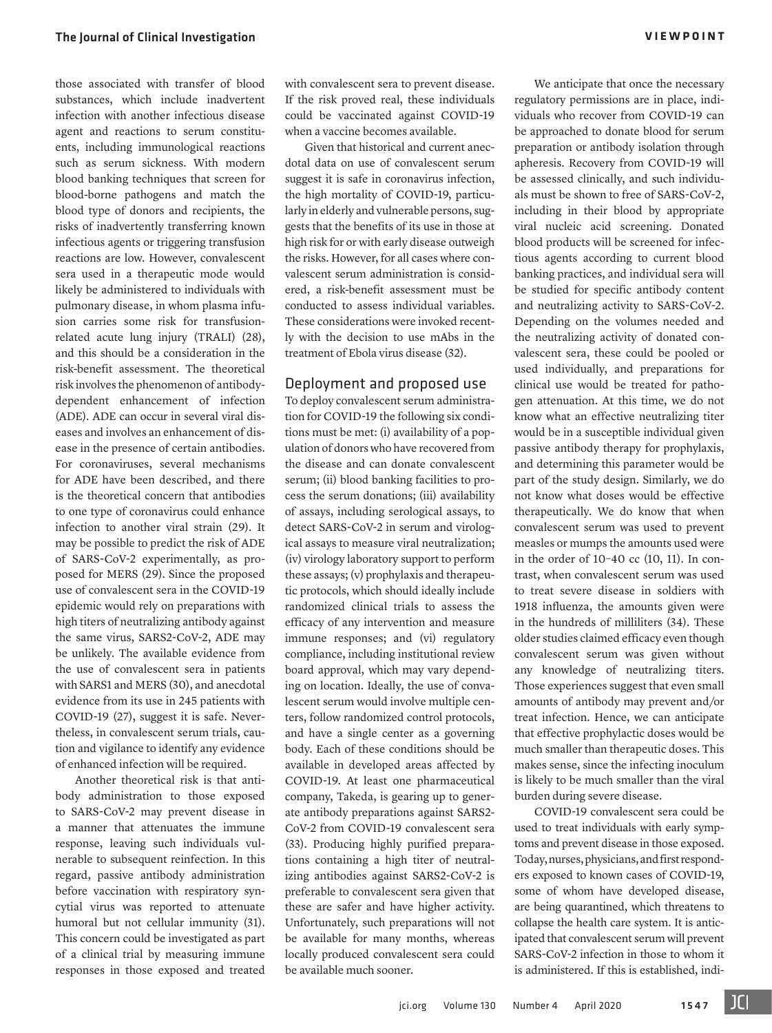those associated with transfer of blood substances, which include inadvertent infection with another infectious disease agent and reactions to serum constituents, including immunological reactions such as serum sickness. With modern blood banking techniques that screen for blood-borne pathogens and match the blood type of donors and recipients, the risks of inadvertently transferring known infectious agents or triggering transfusion reactions are low. However, convalescent sera used in a therapeutic mode would likely be administered to individuals with pulmonary disease, in whom plasma infusion carries some risk for transfusion-related acute lung injury (TRALI) (28), and this should be a consideration in the risk-benefit assessment. The theoretical risk involves the phenomenon of antibody-dependent enhancement of infection (ADE). ADE can occur in several viral diseases and involves an enhancement of disease in the presence of certain antibodies. For coronaviruses, several mechanisms for ADE have been described, and there is the theoretical concern that antibodies to one type of coronavirus could enhance infection to another viral strain (29). It may be possible to predict the risk of ADE of SARS-CoV-2 experimentally, as proposed for MERS (29). Since the proposed use of convalescent sera in the COVID-19 epidemic would rely on preparations with high titers of neutralizing antibody against the same virus, SARS2-CoV-2, ADE may be unlikely. The available evidence from the use of convalescent sera in patients with SARS1 and MERS (30), and anecdotal evidence from its use in 245 patients with COVID-19 (27), suggest it is safe. Nevertheless, in convalescent serum trials, caution and vigilance to identify any evidence of enhanced infection will be required.

Another theoretical risk is that antibody administration to those exposed to SARS-CoV-2 may prevent disease in a manner that attenuates the immune response, leaving such individuals vulnerable to subsequent reinfection. In this regard, passive antibody administration before vaccination with respiratory syncytial virus was reported to attenuate humoral but not cellular immunity (31). This concern could be investigated as part of a clinical trial by measuring immune responses in those exposed and treated with convalescent sera to prevent disease. If the risk proved real, these individuals could be vaccinated against COVID-19 when a vaccine becomes available.

Given that historical and current anecdotal data on use of convalescent serum suggest it is safe in coronavirus infection, the high mortality of COVID-19, particularly in elderly and vulnerable persons, suggests that the benefits of its use in those at high risk for or with early disease outweigh the risks. However, for all cases where convalescent serum administration is considered, a risk-benefit assessment must be conducted to assess individual variables. These considerations were invoked recently with the decision to use mAbs in the treatment of Ebola virus disease (32).

## Deployment and proposed use

To deploy convalescent serum administration for COVID-19 the following six conditions must be met: (i) availability of a population of donors who have recovered from the disease and can donate convalescent serum; (ii) blood banking facilities to process the serum donations; (iii) availability of assays, including serological assays, to detect SARS-CoV-2 in serum and virological assays to measure viral neutralization; (iv) virology laboratory support to perform these assays; (v) prophylaxis and therapeutic protocols, which should ideally include randomized clinical trials to assess the efficacy of any intervention and measure immune responses; and (vi) regulatory compliance, including institutional review board approval, which may vary depending on location. Ideally, the use of convalescent serum would involve multiple centers, follow randomized control protocols, and have a single center as a governing body. Each of these conditions should be available in developed areas affected by COVID-19. At least one pharmaceutical company, Takeda, is gearing up to generate antibody preparations against SARS2-CoV-2 from COVID-19 convalescent sera (33). Producing highly purified preparations containing a high titer of neutralizing antibodies against SARS2-CoV-2 is preferable to convalescent sera given that these are safer and have higher activity. Unfortunately, such preparations will not be available for many months, whereas locally produced convalescent sera could be available much sooner.

We anticipate that once the necessary regulatory permissions are in place, individuals who recover from COVID-19 can be approached to donate blood for serum preparation or antibody isolation through apheresis. Recovery from COVID-19 will be assessed clinically, and such individuals must be shown to free of SARS-CoV-2, including in their blood by appropriate viral nucleic acid screening. Donated blood products will be screened for infectious agents according to current blood banking practices, and individual sera will be studied for specific antibody content and neutralizing activity to SARS-CoV-2. Depending on the volumes needed and the neutralizing activity of donated convalescent sera, these could be pooled or used individually, and preparations for clinical use would be treated for pathogen attenuation. At this time, we do not know what an effective neutralizing titer would be in a susceptible individual given passive antibody therapy for prophylaxis, and determining this parameter would be part of the study design. Similarly, we do not know what doses would be effective therapeutically. We do know that when convalescent serum was used to prevent measles or mumps the amounts used were in the order of 10–40 cc (10, 11). In contrast, when convalescent serum was used to treat severe disease in soldiers with 1918 influenza, the amounts given were in the hundreds of milliliters (34). These older studies claimed efficacy even though convalescent serum was given without any knowledge of neutralizing titers. Those experiences suggest that even small amounts of antibody may prevent and/or treat infection. Hence, we can anticipate that effective prophylactic doses would be much smaller than therapeutic doses. This makes sense, since the infecting inoculum is likely to be much smaller than the viral burden during severe disease.

COVID-19 convalescent sera could be used to treat individuals with early symptoms and prevent disease in those exposed. Today, nurses, physicians, and first responders exposed to known cases of COVID-19, some of whom have developed disease, are being quarantined, which threatens to collapse the health care system. It is anticipated that convalescent serum will prevent SARS-CoV-2 infection in those to whom it is administered. If this is established, indi-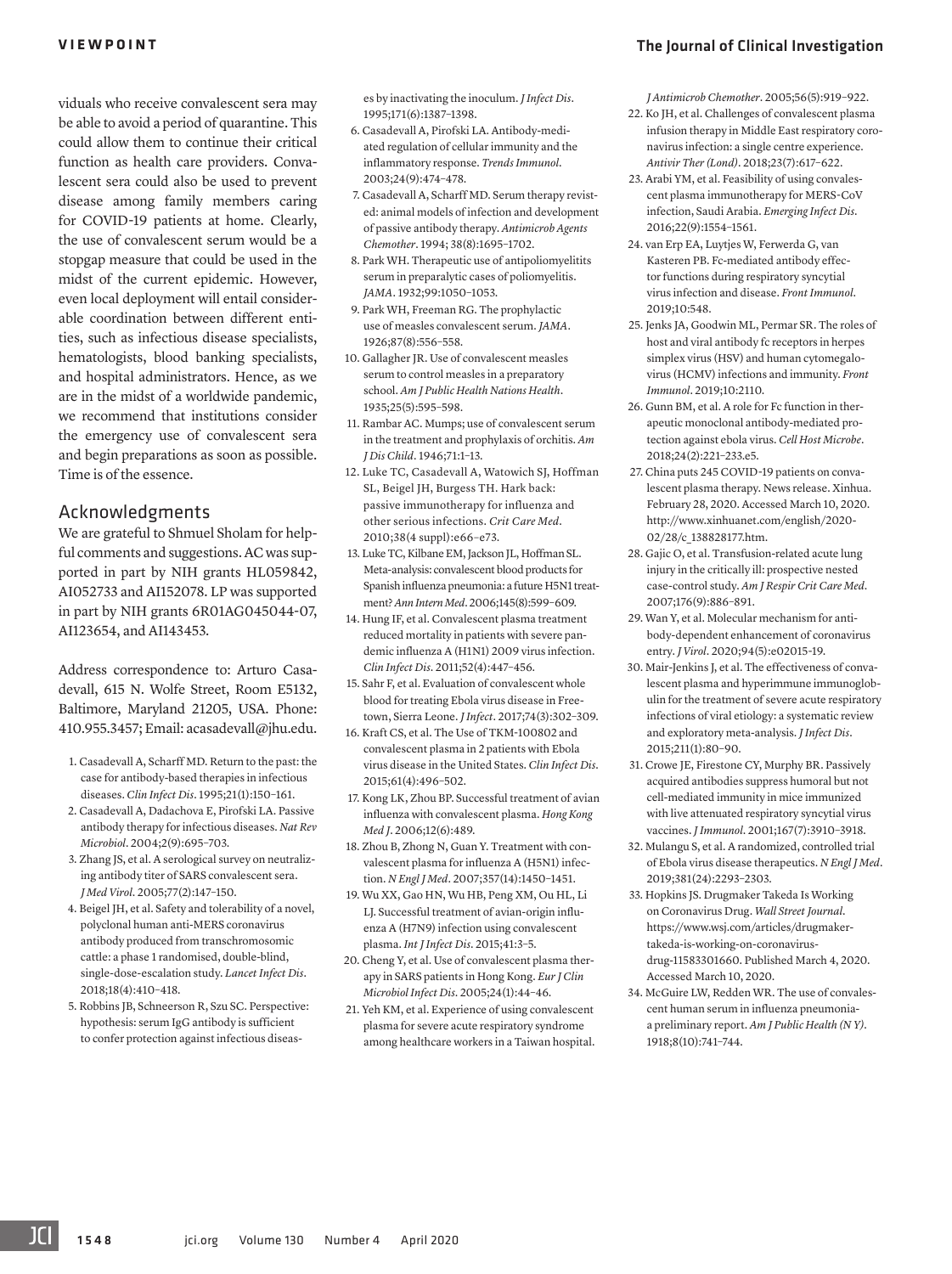viduals who receive convalescent sera may be able to avoid a period of quarantine. This could allow them to continue their critical function as health care providers. Convalescent sera could also be used to prevent disease among family members caring for COVID-19 patients at home. Clearly, the use of convalescent serum would be a stopgap measure that could be used in the midst of the current epidemic. However, even local deployment will entail considerable coordination between different entities, such as infectious disease specialists, hematologists, blood banking specialists, and hospital administrators. Hence, as we are in the midst of a worldwide pandemic, we recommend that institutions consider the emergency use of convalescent sera and begin preparations as soon as possible. Time is of the essence.

## Acknowledgments

We are grateful to Shmuel Sholam for helpful comments and suggestions. AC was supported in part by NIH grants HL059842, AI052733 and AI152078. LP was supported in part by NIH grants 6R01AG045044-07, AI123654, and AI143453.

Address correspondence to: Arturo Casadevall, 615 N. Wolfe Street, Room E5132, Baltimore, Maryland 21205, USA. Phone: 410.955.3457; Email: acasadevall@jhu.edu.

1. Casadevall A, Scharff MD. Return to the past: the case for antibody-based therapies in infectious diseases. *Clin Infect Dis*. 1995;21(1):150–161.
2. Casadevall A, Dadachova E, Pirofski LA. Passive antibody therapy for infectious diseases. *Nat Rev Microbiol*. 2004;2(9):695–703.
3. Zhang JS, et al. A serological survey on neutralizing antibody titer of SARS convalescent sera. *J Med Virol*. 2005;77(2):147–150.
4. Beigel JH, et al. Safety and tolerability of a novel, polyclonal human anti-MERS coronavirus antibody produced from transchromosomic cattle: a phase 1 randomised, double-blind, single-dose-escalation study. *Lancet Infect Dis*. 2018;18(4):410–418.
5. Robbins JB, Schneerson R, Szu SC. Perspective: hypothesis: serum IgG antibody is sufficient to confer protection against infectious diseases by inactivating the inoculum. *J Infect Dis*. 1995;171(6):1387–1398.
6. Casadevall A, Pirofski LA. Antibody-mediated regulation of cellular immunity and the inflammatory response. *Trends Immunol*. 2003;24(9):474–478.
7. Casadevall A, Scharff MD. Serum therapy revisted: animal models of infection and development of passive antibody therapy. *Antimicrob Agents Chemother*. 1994; 38(8):1695–1702.
8. Park WH. Therapeutic use of antipoliomyelitits serum in preparalytic cases of poliomyelitis. *JAMA*. 1932;99:1050–1053.
9. Park WH, Freeman RG. The prophylactic use of measles convalescent serum. *JAMA*. 1926;87(8):556–558.
10. Gallagher JR. Use of convalescent measles serum to control measles in a preparatory school. *Am J Public Health Nations Health*. 1935;25(5):595–598.
11. Rambar AC. Mumps; use of convalescent serum in the treatment and prophylaxis of orchitis. *Am J Dis Child*. 1946;71:1–13.
12. Luke TC, Casadevall A, Watowich SJ, Hoffman SL, Beigel JH, Burgess TH. Hark back: passive immunotherapy for influenza and other serious infections. *Crit Care Med*. 2010;38(4 suppl):e66–e73.
13. Luke TC, Kilbane EM, Jackson JL, Hoffman SL. Meta-analysis: convalescent blood products for Spanish influenza pneumonia: a future H5N1 treatment? *Ann Intern Med*. 2006;145(8):599–609.
14. Hung IF, et al. Convalescent plasma treatment reduced mortality in patients with severe pandemic influenza A (H1N1) 2009 virus infection. *Clin Infect Dis*. 2011;52(4):447–456.
15. Sahr F, et al. Evaluation of convalescent whole blood for treating Ebola virus disease in Freetown, Sierra Leone. *J Infect*. 2017;74(3):302–309.
16. Kraft CS, et al. The Use of TKM-100802 and convalescent plasma in 2 patients with Ebola virus disease in the United States. *Clin Infect Dis*. 2015;61(4):496–502.
17. Kong LK, Zhou BP. Successful treatment of avian influenza with convalescent plasma. *Hong Kong Med J*. 2006;12(6):489.
18. Zhou B, Zhong N, Guan Y. Treatment with convalescent plasma for influenza A (H5N1) infection. *N Engl J Med*. 2007;357(14):1450–1451.
19. Wu XX, Gao HN, Wu HB, Peng XM, Ou HL, Li LJ. Successful treatment of avian-origin influenza A (H7N9) infection using convalescent plasma. *Int J Infect Dis*. 2015;41:3–5.
20. Cheng Y, et al. Use of convalescent plasma therapy in SARS patients in Hong Kong. *Eur J Clin Microbiol Infect Dis*. 2005;24(1):44–46.
21. Yeh KM, et al. Experience of using convalescent plasma for severe acute respiratory syndrome among healthcare workers in a Taiwan hospital. *J Antimicrob Chemother*. 2005;56(5):919–922.
22. Ko JH, et al. Challenges of convalescent plasma infusion therapy in Middle East respiratory coronavirus infection: a single centre experience. *Antivir Ther (Lond)*. 2018;23(7):617–622.
23. Arabi YM, et al. Feasibility of using convalescent plasma immunotherapy for MERS-CoV infection, Saudi Arabia. *Emerging Infect Dis*. 2016;22(9):1554–1561.
24. van Erp EA, Luytjes W, Ferwerda G, van Kasteren PB. Fc-mediated antibody effector functions during respiratory syncytial virus infection and disease. *Front Immunol*. 2019;10:548.
25. Jenks JA, Goodwin ML, Permar SR. The roles of host and viral antibody fc receptors in herpes simplex virus (HSV) and human cytomegalovirus (HCMV) infections and immunity. *Front Immunol*. 2019;10:2110.
26. Gunn BM, et al. A role for Fc function in therapeutic monoclonal antibody-mediated protection against ebola virus. *Cell Host Microbe*. 2018;24(2):221–233.e5.
27. China puts 245 COVID-19 patients on convalescent plasma therapy. News release. Xinhua. February 28, 2020. Accessed March 10, 2020. http://www.xinhuanet.com/english/2020-02/28/c_138828177.htm.
28. Gajic O, et al. Transfusion-related acute lung injury in the critically ill: prospective nested case-control study. *Am J Respir Crit Care Med*. 2007;176(9):886–891.
29. Wan Y, et al. Molecular mechanism for antibody-dependent enhancement of coronavirus entry. *J Virol*. 2020;94(5):e02015-19.
30. Mair-Jenkins J, et al. The effectiveness of convalescent plasma and hyperimmune immunoglobulin for the treatment of severe acute respiratory infections of viral etiology: a systematic review and exploratory meta-analysis. *J Infect Dis*. 2015;211(1):80–90.
31. Crowe JE, Firestone CY, Murphy BR. Passively acquired antibodies suppress humoral but not cell-mediated immunity in mice immunized with live attenuated respiratory syncytial virus vaccines. *J Immunol*. 2001;167(7):3910–3918.
32. Mulangu S, et al. A randomized, controlled trial of Ebola virus disease therapeutics. *N Engl J Med*. 2019;381(24):2293–2303.
33. Hopkins JS. Drugmaker Takeda Is Working on Coronavirus Drug. *Wall Street Journal*. https://www.wsj.com/articles/drugmaker-takeda-is-working-on-coronavirus-drug-11583301660. Published March 4, 2020. Accessed March 10, 2020.
34. McGuire LW, Redden WR. The use of convalescent human serum in influenza pneumonia-a preliminary report. *Am J Public Health (N Y)*. 1918;8(10):741–744.